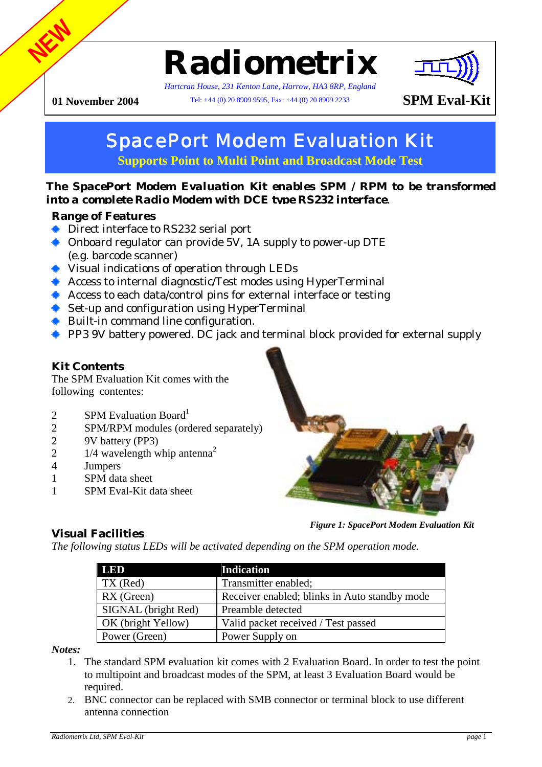NEW

# Radiometrix

*Hartcran House, 231 Kenton Lane, Harrow, HA3 8RP, England*

Tel: +44 (0) 20 8909 9595, Fax: +44 (0) 20 8909 2233

**01 November 2004** **SPM Eval-Kit**

# SpacePort Modem Evaluation Kit

**Supports Point to Multi Point and Broadcast Mode Test**

**The SpacePort Modem Evaluation Kit enables SPM / RPM to be transformed into a complete Radio Modem with DCE type RS232 interface.**

## Range of Features

- Direct interface to RS232 serial port
- Onboard regulator can provide 5V, 1A supply to power-up DTE (e.g. barcode scanner)
- Visual indications of operation through LEDs
- Access to internal diagnostic/Test modes using HyperTerminal
- Access to each data/control pins for external interface or testing
- Set-up and configuration using HyperTerminal
- Built-in command line configuration.
- PP3 9V battery powered. DC jack and terminal block provided for external supply

## Kit Contents

The SPM Evaluation Kit comes with the following contentes:

| | |
|---|---|
| 2 | SPM Evaluation Board[1] |
| 2 | SPM/RPM modules (ordered separately) |
| 2 | 9V battery (PP3) |
| 2 | 1/4 wavelength whip antenna[2] |
| 4 | Jumpers |
| 1 | SPM data sheet |
| 1 | SPM Eval-Kit data sheet |

*Figure 1: SpacePort Modem Evaluation Kit*

## Visual Facilities

*The following status LEDs will be activated depending on the SPM operation mode.*

| LED | Indication |
|---|---|
| TX (Red) | Transmitter enabled; |
| RX (Green) | Receiver enabled; blinks in Auto standby mode |
| SIGNAL (bright Red) | Preamble detected |
| OK (bright Yellow) | Valid packet received / Test passed |
| Power (Green) | Power Supply on |

***Notes:***

1. The standard SPM evaluation kit comes with 2 Evaluation Board. In order to test the point to multipoint and broadcast modes of the SPM, at least 3 Evaluation Board would be required.
2. BNC connector can be replaced with SMB connector or terminal block to use different antenna connection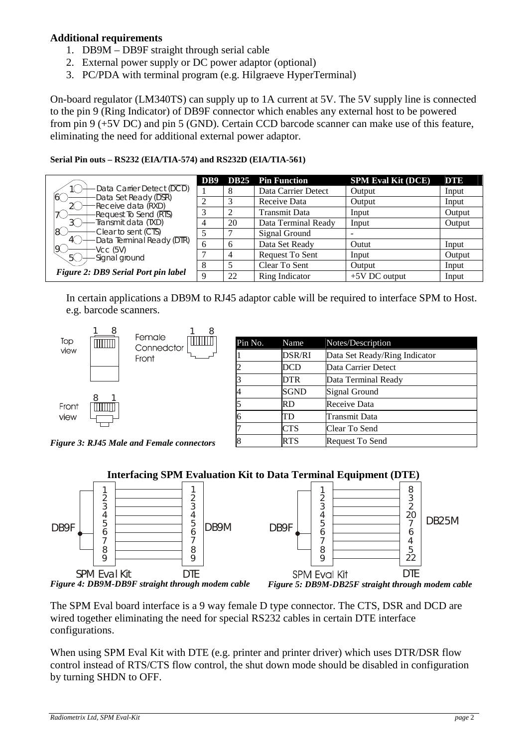**Additional requirements**

1. DB9M – DB9F straight through serial cable
2. External power supply or DC power adaptor (optional)
3. PC/PDA with terminal program (e.g. Hilgraeve HyperTerminal)

On-board regulator (LM340TS) can supply up to 1A current at 5V. The 5V supply line is connected to the pin 9 (Ring Indicator) of DB9F connector which enables any external host to be powered from pin 9 (+5V DC) and pin 5 (GND). Certain CCD barcode scanner can make use of this feature, eliminating the need for additional external power adaptor.

**Serial Pin outs – RS232 (EIA/TIA-574) and RS232D (EIA/TIA-561)**

1 — Data Carrier Detect (DCD)
6 — Data Set Ready (DSR)
2 — Receive data (RXD)
7 — Request To Send (RTS)
3 — Transmit data (TXD)
8 — Clear to sent (CTS)
4 — Data Terminal Ready (DTR)
9 — Vcc (5V)
5 — Signal ground

*Figure 2: DB9 Serial Port pin label*

| DB9 | DB25 | Pin Function | SPM Eval Kit (DCE) | DTE |
|---|---|---|---|---|
| 1 | 8 | Data Carrier Detect | Output | Input |
| 2 | 3 | Receive Data | Output | Input |
| 3 | 2 | Transmit Data | Input | Output |
| 4 | 20 | Data Terminal Ready | Input | Output |
| 5 | 7 | Signal Ground | - | |
| 6 | 6 | Data Set Ready | Outut | Input |
| 7 | 4 | Request To Sent | Input | Output |
| 8 | 5 | Clear To Sent | Output | Input |
| 9 | 22 | Ring Indicator | +5V DC output | Input |

In certain applications a DB9M to RJ45 adaptor cable will be required to interface SPM to Host. e.g. barcode scanners.

Top view: 1 … 8
Front view: 8 … 1
Female Connedctor Front: 1 … 8

*Figure 3: RJ45 Male and Female connectors*

| Pin No. | Name | Notes/Description |
|---|---|---|
| 1 | DSR/RI | Data Set Ready/Ring Indicator |
| 2 | DCD | Data Carrier Detect |
| 3 | DTR | Data Terminal Ready |
| 4 | SGND | Signal Ground |
| 5 | RD | Receive Data |
| 6 | TD | Transmit Data |
| 7 | CTS | Clear To Send |
| 8 | RTS | Request To Send |

**Interfacing SPM Evaluation Kit to Data Terminal Equipment (DTE)**

| DB9F (SPM Eval Kit) | DB9M (DTE) |
|---|---|
| 1 | 1 |
| 2 | 2 |
| 3 | 3 |
| 4 | 4 |
| 5 | 5 |
| 6 | 6 |
| 7 | 7 |
| 8 | 8 |
| 9 | 9 |

*Figure 4: DB9M-DB9F straight through modem cable*

| DB9F (SPM Eval Kit) | DB25M (DTE) |
|---|---|
| 1 | 8 |
| 2 | 3 |
| 3 | 2 |
| 4 | 20 |
| 5 | 7 |
| 6 | 6 |
| 7 | 4 |
| 8 | 5 |
| 9 | 22 |

*Figure 5: DB9M-DB25F straight through modem cable*

The SPM Eval board interface is a 9 way female D type connector. The CTS, DSR and DCD are wired together eliminating the need for special RS232 cables in certain DTE interface configurations.

When using SPM Eval Kit with DTE (e.g. printer and printer driver) which uses DTR/DSR flow control instead of RTS/CTS flow control, the shut down mode should be disabled in configuration by turning SHDN to OFF.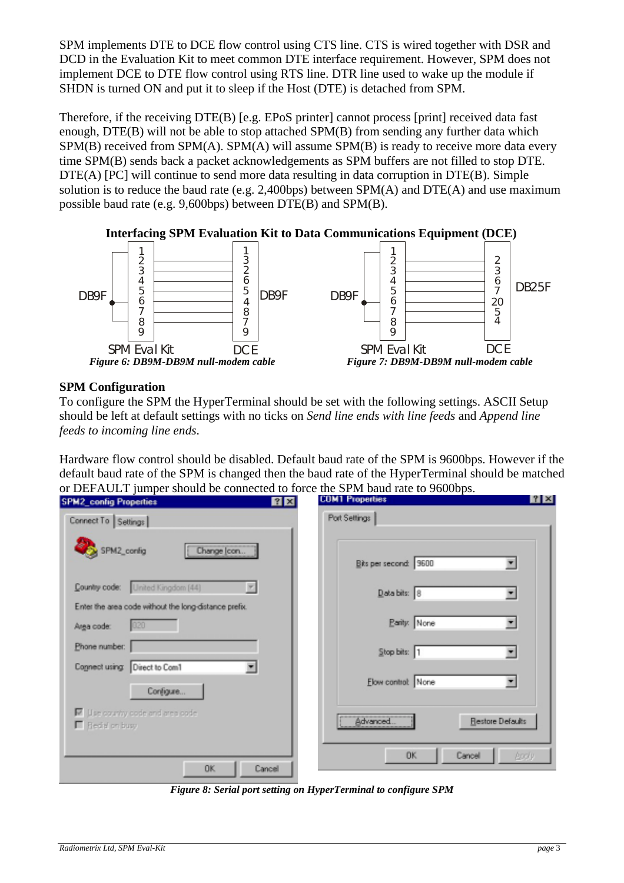SPM implements DTE to DCE flow control using CTS line. CTS is wired together with DSR and DCD in the Evaluation Kit to meet common DTE interface requirement. However, SPM does not implement DCE to DTE flow control using RTS line. DTR line used to wake up the module if SHDN is turned ON and put it to sleep if the Host (DTE) is detached from SPM.

Therefore, if the receiving DTE(B) [e.g. EPoS printer] cannot process [print] received data fast enough, DTE(B) will not be able to stop attached SPM(B) from sending any further data which SPM(B) received from SPM(A). SPM(A) will assume SPM(B) is ready to receive more data every time SPM(B) sends back a packet acknowledgements as SPM buffers are not filled to stop DTE. DTE(A) [PC] will continue to send more data resulting in data corruption in DTE(B). Simple solution is to reduce the baud rate (e.g. 2,400bps) between SPM(A) and DTE(A) and use maximum possible baud rate (e.g. 9,600bps) between DTE(B) and SPM(B).

**Interfacing SPM Evaluation Kit to Data Communications Equipment (DCE)**

| SPM Eval Kit DB9F | DCE DB9F |
|---|---|
| 1 | 1 |
| 2 | 3 |
| 3 | 2 |
| 4 | 6 |
| 5 | 5 |
| 6 | 4 |
| 7 | 8 |
| 8 | 7 |
| 9 | 9 |

***Figure 6: DB9M-DB9M null-modem cable***

| SPM Eval Kit DB9F | DCE DB25F |
|---|---|
| 2 | 2 |
| 3 | 3 |
| 4 | 6 |
| 5 | 7 |
| 6 | 20 |
| 7 | 5 |
| 8 | 4 |

***Figure 7: DB9M-DB9M null-modem cable***

## SPM Configuration

To configure the SPM the HyperTerminal should be set with the following settings. ASCII Setup should be left at default settings with no ticks on *Send line ends with line feeds* and *Append line feeds to incoming line ends.*

Hardware flow control should be disabled. Default baud rate of the SPM is 9600bps. However if the default baud rate of the SPM is changed then the baud rate of the HyperTerminal should be matched or DEFAULT jumper should be connected to force the SPM baud rate to 9600bps.

SPM2_config Properties — Connect To: SPM2_config; Country code: United Kingdom (44); Area code: 020; Phone number: (blank); Connect using: Direct to Com1.

COM1 Properties — Port Settings: Bits per second: 9600; Data bits: 8; Parity: None; Stop bits: 1; Flow control: None.

***Figure 8: Serial port setting on HyperTerminal to configure SPM***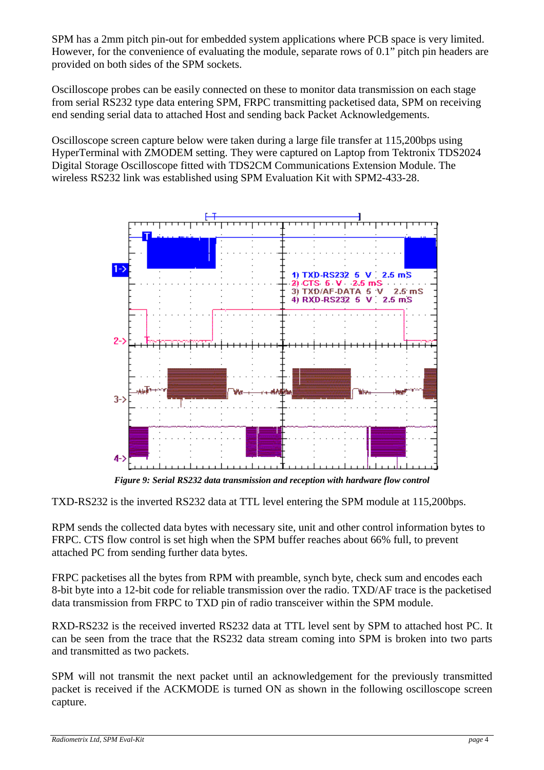SPM has a 2mm pitch pin-out for embedded system applications where PCB space is very limited. However, for the convenience of evaluating the module, separate rows of 0.1” pitch pin headers are provided on both sides of the SPM sockets.

Oscilloscope probes can be easily connected on these to monitor data transmission on each stage from serial RS232 type data entering SPM, FRPC transmitting packetised data, SPM on receiving end sending serial data to attached Host and sending back Packet Acknowledgements.

Oscilloscope screen capture below were taken during a large file transfer at 115,200bps using HyperTerminal with ZMODEM setting. They were captured on Laptop from Tektronix TDS2024 Digital Storage Oscilloscope fitted with TDS2CM Communications Extension Module. The wireless RS232 link was established using SPM Evaluation Kit with SPM2-433-28.

*Figure 9: Serial RS232 data transmission and reception with hardware flow control*

TXD-RS232 is the inverted RS232 data at TTL level entering the SPM module at 115,200bps.

RPM sends the collected data bytes with necessary site, unit and other control information bytes to FRPC. CTS flow control is set high when the SPM buffer reaches about 66% full, to prevent attached PC from sending further data bytes.

FRPC packetises all the bytes from RPM with preamble, synch byte, check sum and encodes each 8-bit byte into a 12-bit code for reliable transmission over the radio. TXD/AF trace is the packetised data transmission from FRPC to TXD pin of radio transceiver within the SPM module.

RXD-RS232 is the received inverted RS232 data at TTL level sent by SPM to attached host PC. It can be seen from the trace that the RS232 data stream coming into SPM is broken into two parts and transmitted as two packets.

SPM will not transmit the next packet until an acknowledgement for the previously transmitted packet is received if the ACKMODE is turned ON as shown in the following oscilloscope screen capture.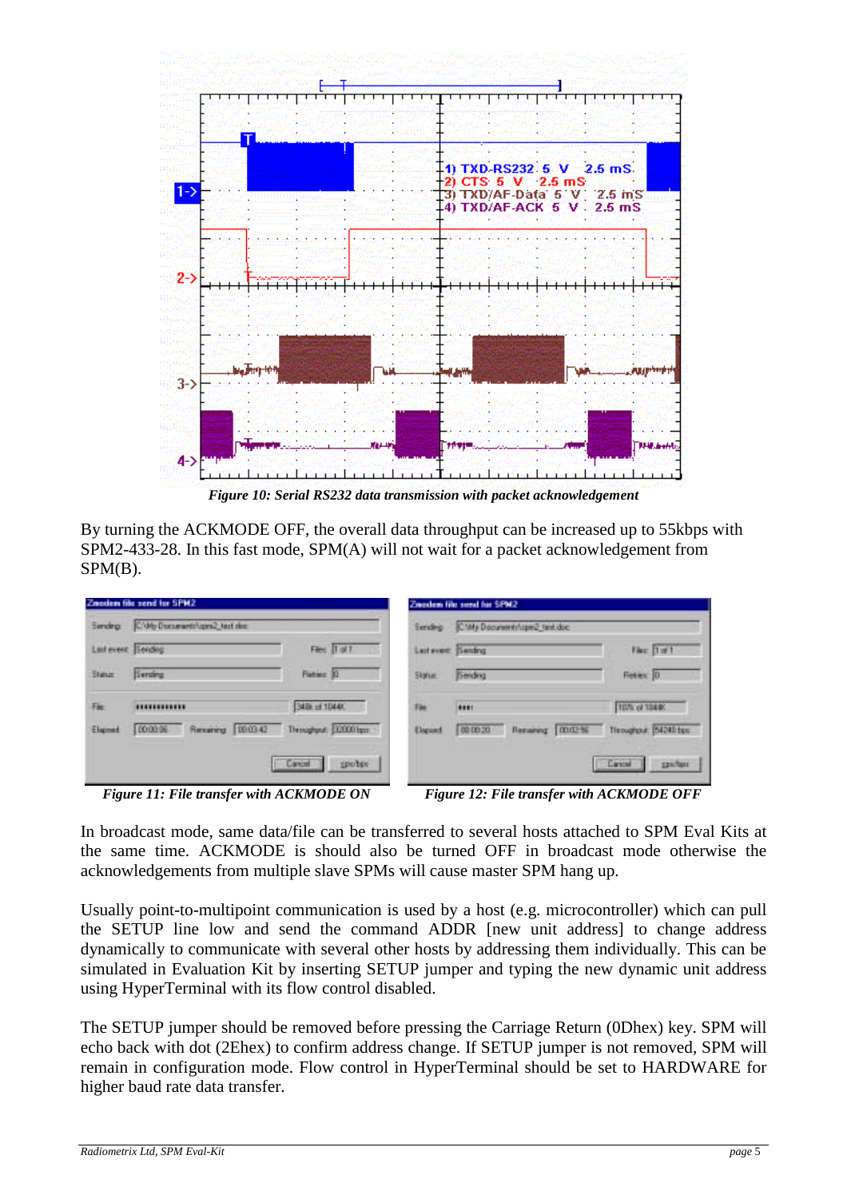*Figure 10: Serial RS232 data transmission with packet acknowledgement*

By turning the ACKMODE OFF, the overall data throughput can be increased up to 55kbps with SPM2-433-28. In this fast mode, SPM(A) will not wait for a packet acknowledgement from SPM(B).

*Figure 11: File transfer with ACKMODE ON*

*Figure 12: File transfer with ACKMODE OFF*

In broadcast mode, same data/file can be transferred to several hosts attached to SPM Eval Kits at the same time. ACKMODE is should also be turned OFF in broadcast mode otherwise the acknowledgements from multiple slave SPMs will cause master SPM hang up.

Usually point-to-multipoint communication is used by a host (e.g. microcontroller) which can pull the SETUP line low and send the command ADDR [new unit address] to change address dynamically to communicate with several other hosts by addressing them individually. This can be simulated in Evaluation Kit by inserting SETUP jumper and typing the new dynamic unit address using HyperTerminal with its flow control disabled.

The SETUP jumper should be removed before pressing the Carriage Return (0Dhex) key. SPM will echo back with dot (2Ehex) to confirm address change. If SETUP jumper is not removed, SPM will remain in configuration mode. Flow control in HyperTerminal should be set to HARDWARE for higher baud rate data transfer.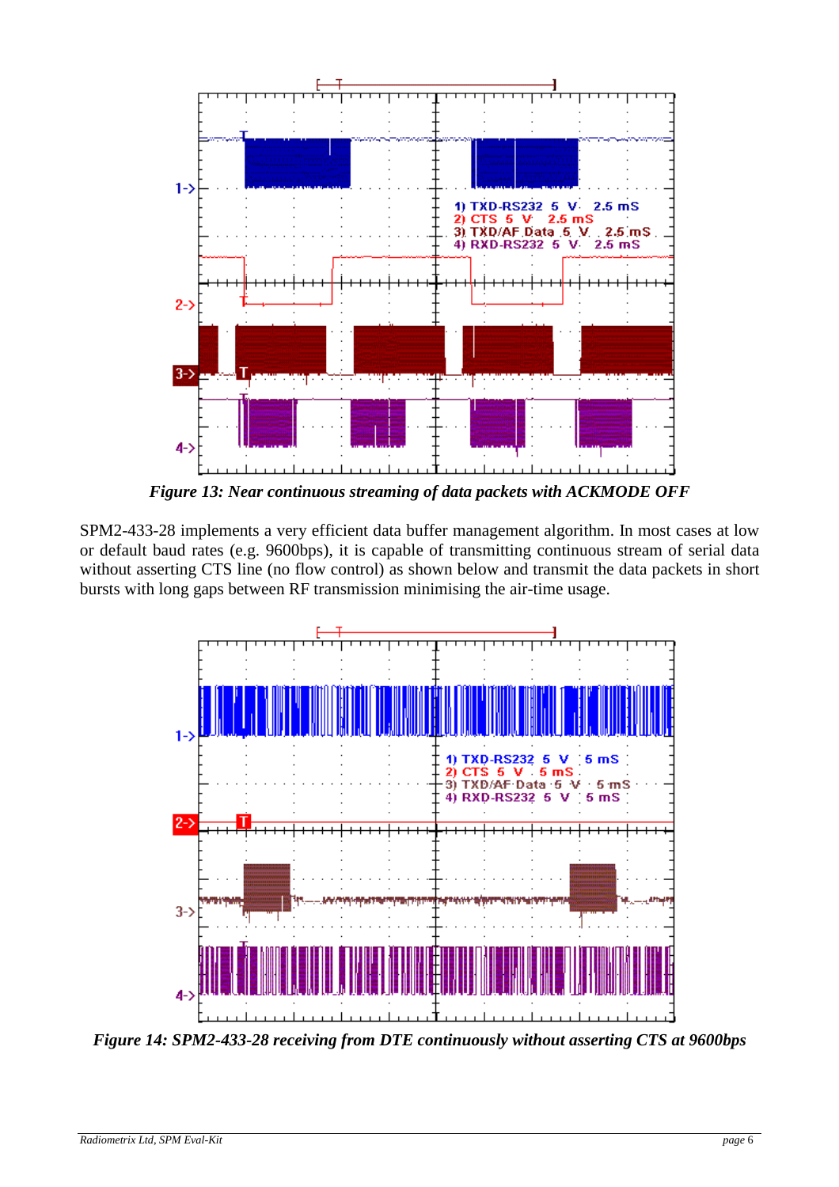*Figure 13: Near continuous streaming of data packets with ACKMODE OFF*

SPM2-433-28 implements a very efficient data buffer management algorithm. In most cases at low or default baud rates (e.g. 9600bps), it is capable of transmitting continuous stream of serial data without asserting CTS line (no flow control) as shown below and transmit the data packets in short bursts with long gaps between RF transmission minimising the air-time usage.

*Figure 14: SPM2-433-28 receiving from DTE continuously without asserting CTS at 9600bps*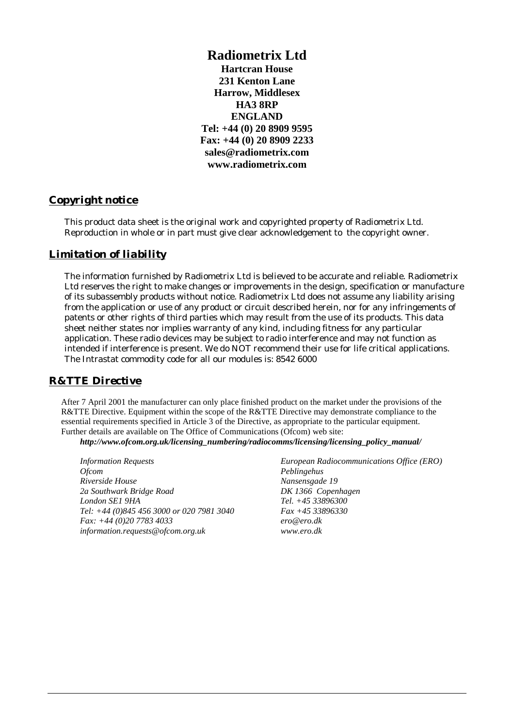# Radiometrix Ltd

**Hartcran House**
**231 Kenton Lane**
**Harrow, Middlesex**
**HA3 8RP**
**ENGLAND**
**Tel: +44 (0) 20 8909 9595**
**Fax: +44 (0) 20 8909 2233**
**sales@radiometrix.com**
**www.radiometrix.com**

## Copyright notice

This product data sheet is the original work and copyrighted property of Radiometrix Ltd. Reproduction in whole or in part must give clear acknowledgement to the copyright owner.

## Limitation of liability

The information furnished by Radiometrix Ltd is believed to be accurate and reliable. Radiometrix Ltd reserves the right to make changes or improvements in the design, specification or manufacture of its subassembly products without notice. Radiometrix Ltd does not assume any liability arising from the application or use of any product or circuit described herein, nor for any infringements of patents or other rights of third parties which may result from the use of its products. This data sheet neither states nor implies warranty of any kind, including fitness for any particular application. These radio devices may be subject to radio interference and may not function as intended if interference is present. We do NOT recommend their use for life critical applications.
The Intrastat commodity code for all our modules is: 8542 6000

## R&TTE Directive

After 7 April 2001 the manufacturer can only place finished product on the market under the provisions of the R&TTE Directive. Equipment within the scope of the R&TTE Directive may demonstrate compliance to the essential requirements specified in Article 3 of the Directive, as appropriate to the particular equipment.
Further details are available on The Office of Communications (Ofcom) web site:
***http://www.ofcom.org.uk/licensing_numbering/radiocomms/licensing/licensing_policy_manual/***

*Information Requests*
*Ofcom*
*Riverside House*
*2a Southwark Bridge Road*
*London SE1 9HA*
*Tel: +44 (0)845 456 3000 or 020 7981 3040*
*Fax: +44 (0)20 7783 4033*
*information.requests@ofcom.org.uk*

*European Radiocommunications Office (ERO)*
*Peblingehus*
*Nansensgade 19*
*DK 1366 Copenhagen*
*Tel. +45 33896300*
*Fax +45 33896330*
*ero@ero.dk*
*www.ero.dk*